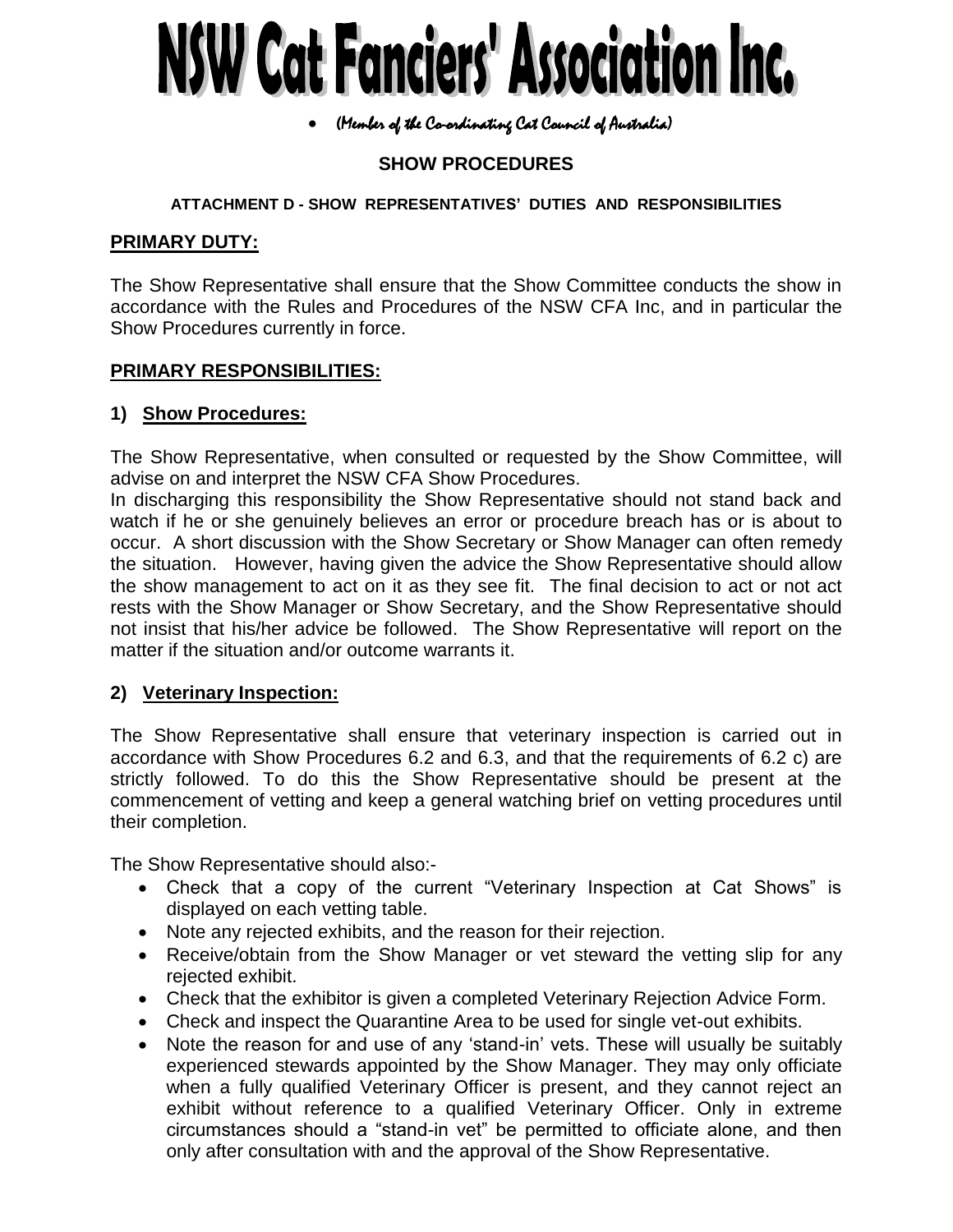# NSW Cat Fanciers' Association Inc.

- *(Member of the Co-ordinating Cat Council of Australia)*

## SHOW PROCEDURES

### ATTACHMENT D - SHOW REPRESENTATIVES' DUTIES AND RESPONSIBILITIES

**PRIMARY DUTY:**

The Show Representative shall ensure that the Show Committee conducts the show in accordance with the Rules and Procedures of the NSW CFA Inc, and in particular the Show Procedures currently in force.

**PRIMARY RESPONSIBILITIES:**

**1) Show Procedures:**

The Show Representative, when consulted or requested by the Show Committee, will advise on and interpret the NSW CFA Show Procedures.
In discharging this responsibility the Show Representative should not stand back and watch if he or she genuinely believes an error or procedure breach has or is about to occur. A short discussion with the Show Secretary or Show Manager can often remedy the situation. However, having given the advice the Show Representative should allow the show management to act on it as they see fit. The final decision to act or not act rests with the Show Manager or Show Secretary, and the Show Representative should not insist that his/her advice be followed. The Show Representative will report on the matter if the situation and/or outcome warrants it.

**2) Veterinary Inspection:**

The Show Representative shall ensure that veterinary inspection is carried out in accordance with Show Procedures 6.2 and 6.3, and that the requirements of 6.2 c) are strictly followed. To do this the Show Representative should be present at the commencement of vetting and keep a general watching brief on vetting procedures until their completion.

The Show Representative should also:-

- Check that a copy of the current "Veterinary Inspection at Cat Shows" is displayed on each vetting table.
- Note any rejected exhibits, and the reason for their rejection.
- Receive/obtain from the Show Manager or vet steward the vetting slip for any rejected exhibit.
- Check that the exhibitor is given a completed Veterinary Rejection Advice Form.
- Check and inspect the Quarantine Area to be used for single vet-out exhibits.
- Note the reason for and use of any 'stand-in' vets. These will usually be suitably experienced stewards appointed by the Show Manager. They may only officiate when a fully qualified Veterinary Officer is present, and they cannot reject an exhibit without reference to a qualified Veterinary Officer. Only in extreme circumstances should a "stand-in vet" be permitted to officiate alone, and then only after consultation with and the approval of the Show Representative.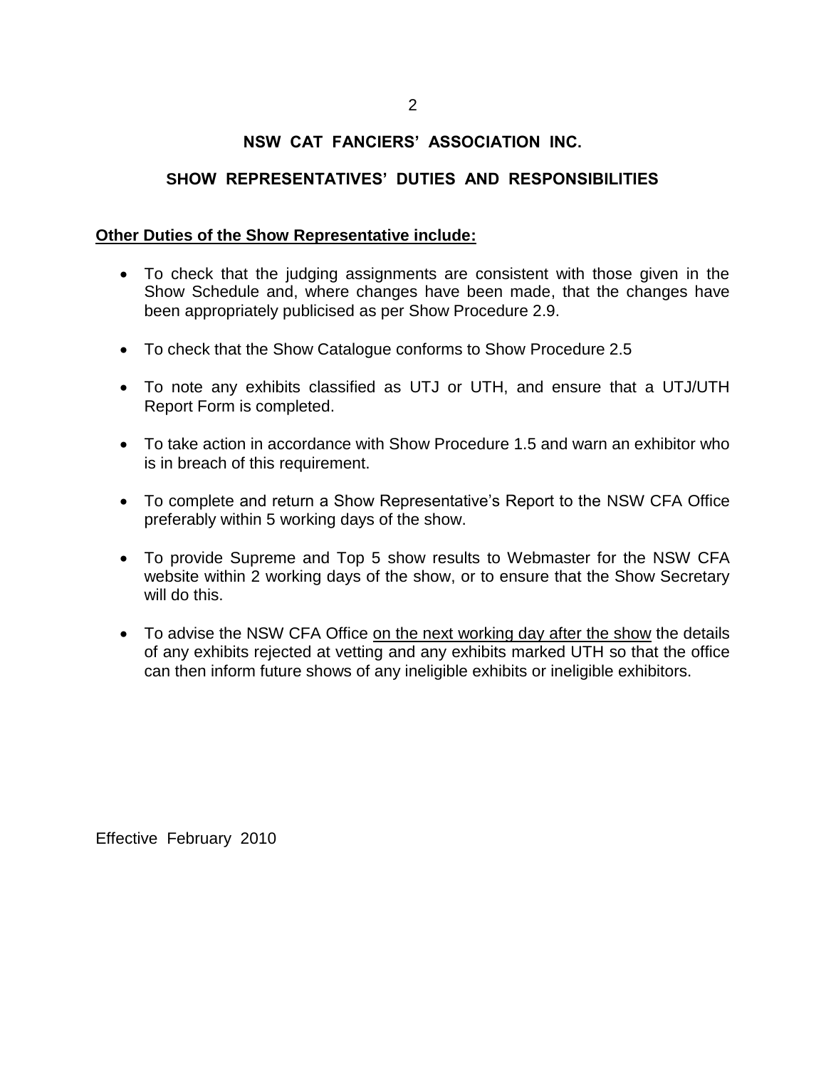# NSW CAT FANCIERS' ASSOCIATION INC.

## SHOW REPRESENTATIVES' DUTIES AND RESPONSIBILITIES

**Other Duties of the Show Representative include:**

- To check that the judging assignments are consistent with those given in the Show Schedule and, where changes have been made, that the changes have been appropriately publicised as per Show Procedure 2.9.
- To check that the Show Catalogue conforms to Show Procedure 2.5
- To note any exhibits classified as UTJ or UTH, and ensure that a UTJ/UTH Report Form is completed.
- To take action in accordance with Show Procedure 1.5 and warn an exhibitor who is in breach of this requirement.
- To complete and return a Show Representative's Report to the NSW CFA Office preferably within 5 working days of the show.
- To provide Supreme and Top 5 show results to Webmaster for the NSW CFA website within 2 working days of the show, or to ensure that the Show Secretary will do this.
- To advise the NSW CFA Office <u>on the next working day after the show</u> the details of any exhibits rejected at vetting and any exhibits marked UTH so that the office can then inform future shows of any ineligible exhibits or ineligible exhibitors.

Effective February 2010